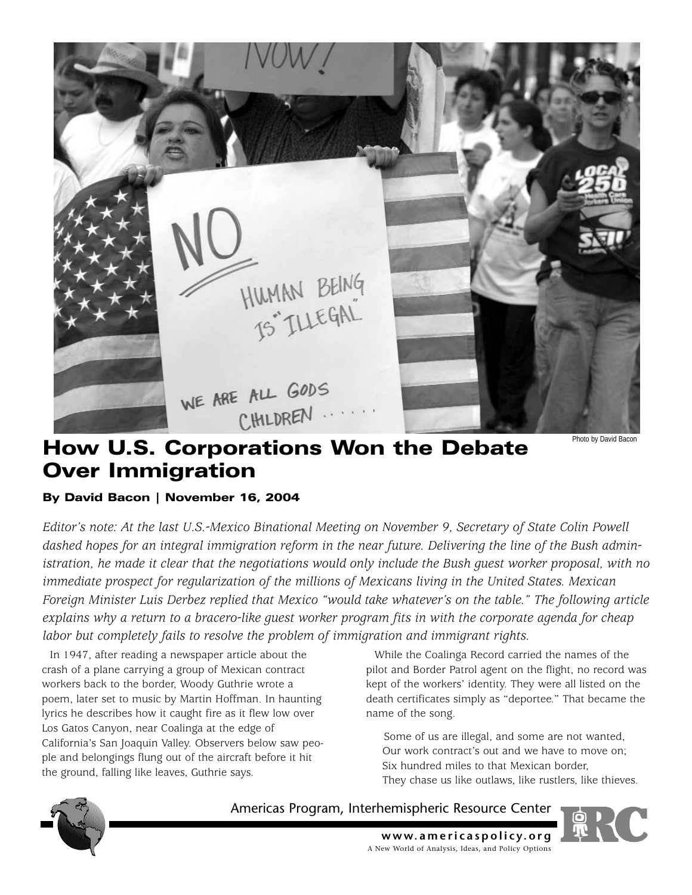Photo by David Bacon

# How U.S. Corporations Won the Debate Over Immigration

**By David Bacon | November 16, 2004**

*Editor's note: At the last U.S.-Mexico Binational Meeting on November 9, Secretary of State Colin Powell dashed hopes for an integral immigration reform in the near future. Delivering the line of the Bush administration, he made it clear that the negotiations would only include the Bush guest worker proposal, with no immediate prospect for regularization of the millions of Mexicans living in the United States. Mexican Foreign Minister Luis Derbez replied that Mexico "would take whatever's on the table." The following article explains why a return to a bracero-like guest worker program fits in with the corporate agenda for cheap labor but completely fails to resolve the problem of immigration and immigrant rights.*

In 1947, after reading a newspaper article about the crash of a plane carrying a group of Mexican contract workers back to the border, Woody Guthrie wrote a poem, later set to music by Martin Hoffman. In haunting lyrics he describes how it caught fire as it flew low over Los Gatos Canyon, near Coalinga at the edge of California's San Joaquin Valley. Observers below saw people and belongings flung out of the aircraft before it hit the ground, falling like leaves, Guthrie says.

While the Coalinga Record carried the names of the pilot and Border Patrol agent on the flight, no record was kept of the workers' identity. They were all listed on the death certificates simply as "deportee." That became the name of the song.

> Some of us are illegal, and some are not wanted,
> Our work contract's out and we have to move on;
> Six hundred miles to that Mexican border,
> They chase us like outlaws, like rustlers, like thieves.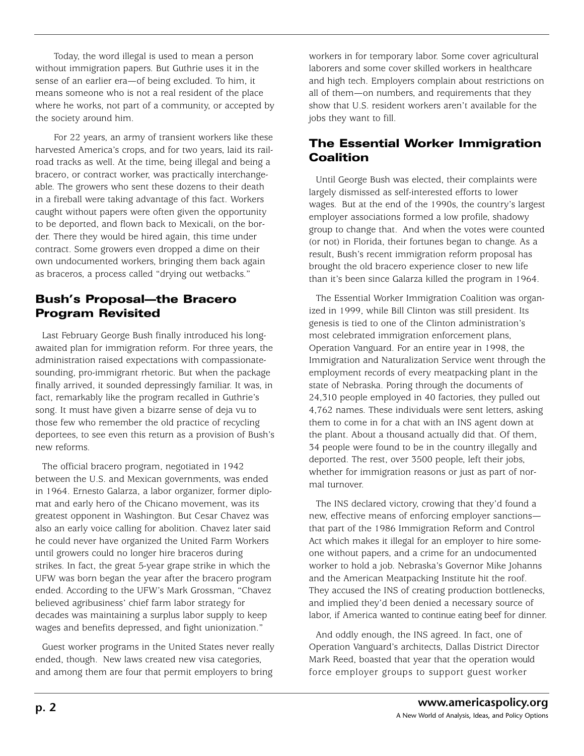Today, the word illegal is used to mean a person without immigration papers. But Guthrie uses it in the sense of an earlier era—of being excluded. To him, it means someone who is not a real resident of the place where he works, not part of a community, or accepted by the society around him.

For 22 years, an army of transient workers like these harvested America's crops, and for two years, laid its railroad tracks as well. At the time, being illegal and being a bracero, or contract worker, was practically interchangeable. The growers who sent these dozens to their death in a fireball were taking advantage of this fact. Workers caught without papers were often given the opportunity to be deported, and flown back to Mexicali, on the border. There they would be hired again, this time under contract. Some growers even dropped a dime on their own undocumented workers, bringing them back again as braceros, a process called "drying out wetbacks."

## Bush's Proposal—the Bracero Program Revisited

Last February George Bush finally introduced his long-awaited plan for immigration reform. For three years, the administration raised expectations with compassionate-sounding, pro-immigrant rhetoric. But when the package finally arrived, it sounded depressingly familiar. It was, in fact, remarkably like the program recalled in Guthrie's song. It must have given a bizarre sense of deja vu to those few who remember the old practice of recycling deportees, to see even this return as a provision of Bush's new reforms.

The official bracero program, negotiated in 1942 between the U.S. and Mexican governments, was ended in 1964. Ernesto Galarza, a labor organizer, former diplomat and early hero of the Chicano movement, was its greatest opponent in Washington. But Cesar Chavez was also an early voice calling for abolition. Chavez later said he could never have organized the United Farm Workers until growers could no longer hire braceros during strikes. In fact, the great 5-year grape strike in which the UFW was born began the year after the bracero program ended. According to the UFW's Mark Grossman, "Chavez believed agribusiness' chief farm labor strategy for decades was maintaining a surplus labor supply to keep wages and benefits depressed, and fight unionization."

Guest worker programs in the United States never really ended, though. New laws created new visa categories, and among them are four that permit employers to bring workers in for temporary labor. Some cover agricultural laborers and some cover skilled workers in healthcare and high tech. Employers complain about restrictions on all of them—on numbers, and requirements that they show that U.S. resident workers aren't available for the jobs they want to fill.

## The Essential Worker Immigration Coalition

Until George Bush was elected, their complaints were largely dismissed as self-interested efforts to lower wages. But at the end of the 1990s, the country's largest employer associations formed a low profile, shadowy group to change that. And when the votes were counted (or not) in Florida, their fortunes began to change. As a result, Bush's recent immigration reform proposal has brought the old bracero experience closer to new life than it's been since Galarza killed the program in 1964.

The Essential Worker Immigration Coalition was organized in 1999, while Bill Clinton was still president. Its genesis is tied to one of the Clinton administration's most celebrated immigration enforcement plans, Operation Vanguard. For an entire year in 1998, the Immigration and Naturalization Service went through the employment records of every meatpacking plant in the state of Nebraska. Poring through the documents of 24,310 people employed in 40 factories, they pulled out 4,762 names. These individuals were sent letters, asking them to come in for a chat with an INS agent down at the plant. About a thousand actually did that. Of them, 34 people were found to be in the country illegally and deported. The rest, over 3500 people, left their jobs, whether for immigration reasons or just as part of normal turnover.

The INS declared victory, crowing that they'd found a new, effective means of enforcing employer sanctions—that part of the 1986 Immigration Reform and Control Act which makes it illegal for an employer to hire someone without papers, and a crime for an undocumented worker to hold a job. Nebraska's Governor Mike Johanns and the American Meatpacking Institute hit the roof. They accused the INS of creating production bottlenecks, and implied they'd been denied a necessary source of labor, if America wanted to continue eating beef for dinner.

And oddly enough, the INS agreed. In fact, one of Operation Vanguard's architects, Dallas District Director Mark Reed, boasted that year that the operation would force employer groups to support guest worker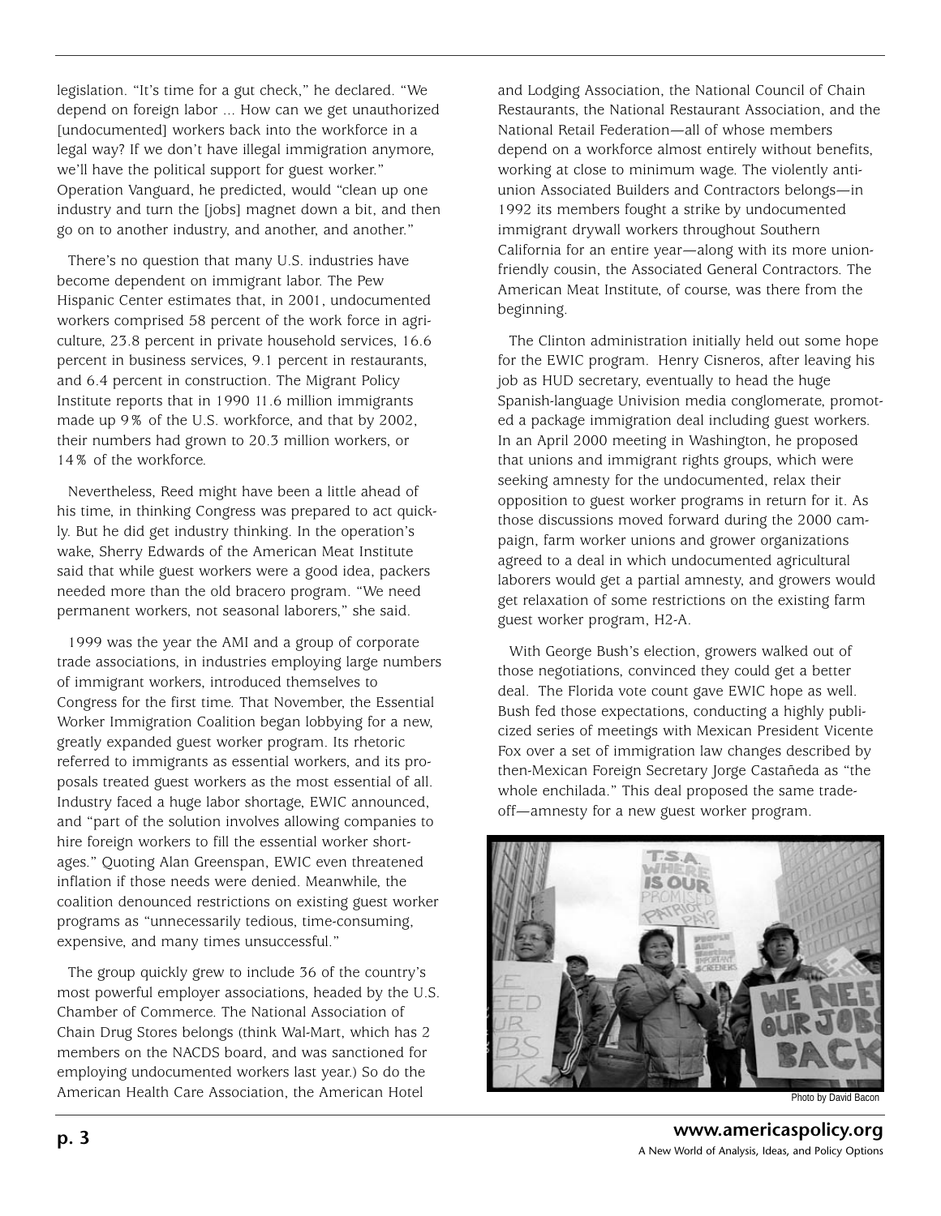legislation. "It's time for a gut check," he declared. "We depend on foreign labor ... How can we get unauthorized [undocumented] workers back into the workforce in a legal way? If we don't have illegal immigration anymore, we'll have the political support for guest worker." Operation Vanguard, he predicted, would "clean up one industry and turn the [jobs] magnet down a bit, and then go on to another industry, and another, and another."

There's no question that many U.S. industries have become dependent on immigrant labor. The Pew Hispanic Center estimates that, in 2001, undocumented workers comprised 58 percent of the work force in agriculture, 23.8 percent in private household services, 16.6 percent in business services, 9.1 percent in restaurants, and 6.4 percent in construction. The Migrant Policy Institute reports that in 1990 11.6 million immigrants made up 9% of the U.S. workforce, and that by 2002, their numbers had grown to 20.3 million workers, or 14% of the workforce.

Nevertheless, Reed might have been a little ahead of his time, in thinking Congress was prepared to act quickly. But he did get industry thinking. In the operation's wake, Sherry Edwards of the American Meat Institute said that while guest workers were a good idea, packers needed more than the old bracero program. "We need permanent workers, not seasonal laborers," she said.

1999 was the year the AMI and a group of corporate trade associations, in industries employing large numbers of immigrant workers, introduced themselves to Congress for the first time. That November, the Essential Worker Immigration Coalition began lobbying for a new, greatly expanded guest worker program. Its rhetoric referred to immigrants as essential workers, and its proposals treated guest workers as the most essential of all. Industry faced a huge labor shortage, EWIC announced, and "part of the solution involves allowing companies to hire foreign workers to fill the essential worker shortages." Quoting Alan Greenspan, EWIC even threatened inflation if those needs were denied. Meanwhile, the coalition denounced restrictions on existing guest worker programs as "unnecessarily tedious, time-consuming, expensive, and many times unsuccessful."

The group quickly grew to include 36 of the country's most powerful employer associations, headed by the U.S. Chamber of Commerce. The National Association of Chain Drug Stores belongs (think Wal-Mart, which has 2 members on the NACDS board, and was sanctioned for employing undocumented workers last year.) So do the American Health Care Association, the American Hotel and Lodging Association, the National Council of Chain Restaurants, the National Restaurant Association, and the National Retail Federation—all of whose members depend on a workforce almost entirely without benefits, working at close to minimum wage. The violently anti-union Associated Builders and Contractors belongs—in 1992 its members fought a strike by undocumented immigrant drywall workers throughout Southern California for an entire year—along with its more union-friendly cousin, the Associated General Contractors. The American Meat Institute, of course, was there from the beginning.

The Clinton administration initially held out some hope for the EWIC program. Henry Cisneros, after leaving his job as HUD secretary, eventually to head the huge Spanish-language Univision media conglomerate, promoted a package immigration deal including guest workers. In an April 2000 meeting in Washington, he proposed that unions and immigrant rights groups, which were seeking amnesty for the undocumented, relax their opposition to guest worker programs in return for it. As those discussions moved forward during the 2000 campaign, farm worker unions and grower organizations agreed to a deal in which undocumented agricultural laborers would get a partial amnesty, and growers would get relaxation of some restrictions on the existing farm guest worker program, H2-A.

With George Bush's election, growers walked out of those negotiations, convinced they could get a better deal. The Florida vote count gave EWIC hope as well. Bush fed those expectations, conducting a highly publicized series of meetings with Mexican President Vicente Fox over a set of immigration law changes described by then-Mexican Foreign Secretary Jorge Castañeda as "the whole enchilada." This deal proposed the same trade-off—amnesty for a new guest worker program.

Photo by David Bacon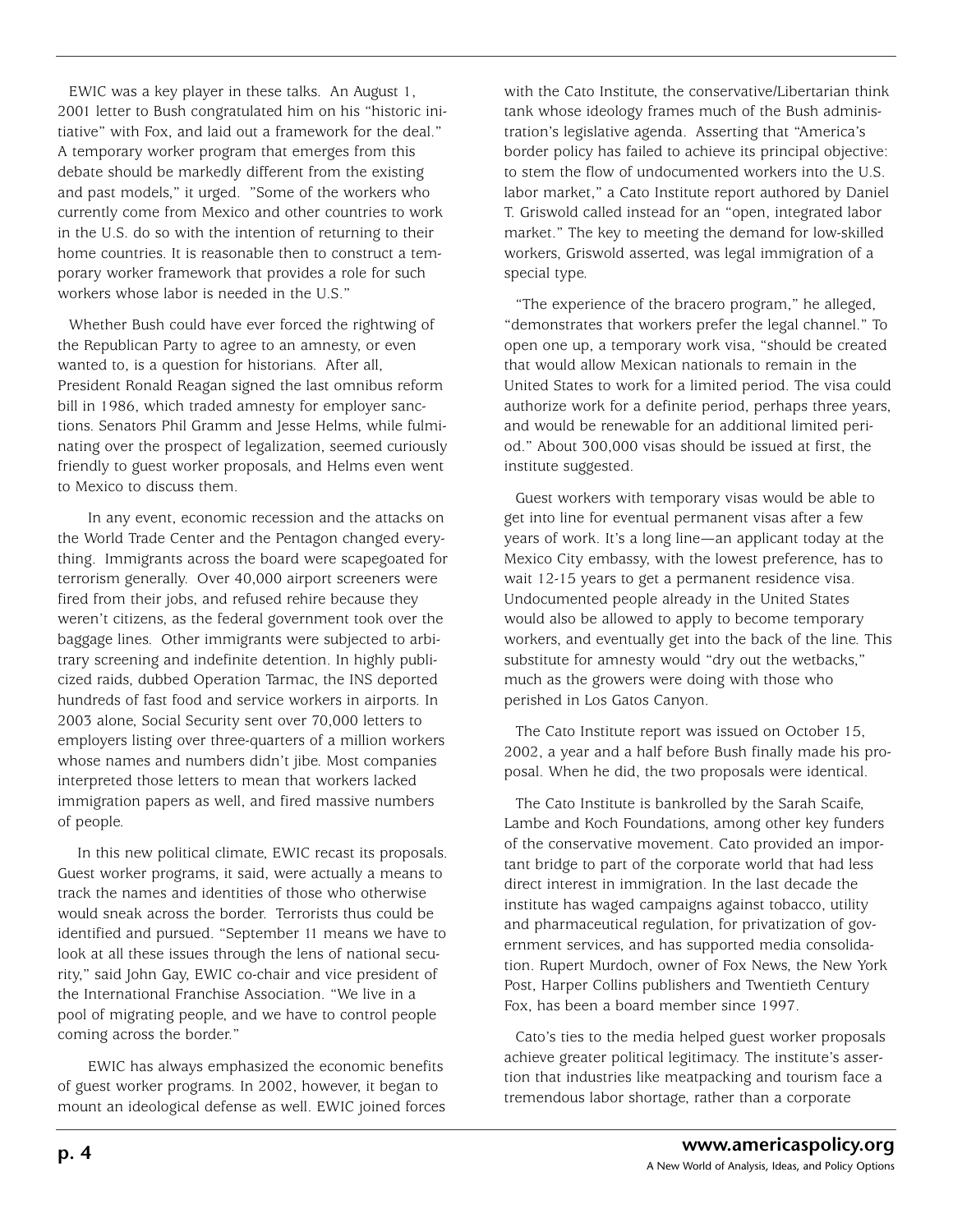EWIC was a key player in these talks. An August 1, 2001 letter to Bush congratulated him on his "historic initiative" with Fox, and laid out a framework for the deal." A temporary worker program that emerges from this debate should be markedly different from the existing and past models," it urged. "Some of the workers who currently come from Mexico and other countries to work in the U.S. do so with the intention of returning to their home countries. It is reasonable then to construct a temporary worker framework that provides a role for such workers whose labor is needed in the U.S."

Whether Bush could have ever forced the rightwing of the Republican Party to agree to an amnesty, or even wanted to, is a question for historians. After all, President Ronald Reagan signed the last omnibus reform bill in 1986, which traded amnesty for employer sanctions. Senators Phil Gramm and Jesse Helms, while fulminating over the prospect of legalization, seemed curiously friendly to guest worker proposals, and Helms even went to Mexico to discuss them.

In any event, economic recession and the attacks on the World Trade Center and the Pentagon changed everything. Immigrants across the board were scapegoated for terrorism generally. Over 40,000 airport screeners were fired from their jobs, and refused rehire because they weren't citizens, as the federal government took over the baggage lines. Other immigrants were subjected to arbitrary screening and indefinite detention. In highly publicized raids, dubbed Operation Tarmac, the INS deported hundreds of fast food and service workers in airports. In 2003 alone, Social Security sent over 70,000 letters to employers listing over three-quarters of a million workers whose names and numbers didn't jibe. Most companies interpreted those letters to mean that workers lacked immigration papers as well, and fired massive numbers of people.

In this new political climate, EWIC recast its proposals. Guest worker programs, it said, were actually a means to track the names and identities of those who otherwise would sneak across the border. Terrorists thus could be identified and pursued. "September 11 means we have to look at all these issues through the lens of national security," said John Gay, EWIC co-chair and vice president of the International Franchise Association. "We live in a pool of migrating people, and we have to control people coming across the border."

EWIC has always emphasized the economic benefits of guest worker programs. In 2002, however, it began to mount an ideological defense as well. EWIC joined forces with the Cato Institute, the conservative/Libertarian think tank whose ideology frames much of the Bush administration's legislative agenda. Asserting that "America's border policy has failed to achieve its principal objective: to stem the flow of undocumented workers into the U.S. labor market," a Cato Institute report authored by Daniel T. Griswold called instead for an "open, integrated labor market." The key to meeting the demand for low-skilled workers, Griswold asserted, was legal immigration of a special type.

"The experience of the bracero program," he alleged, "demonstrates that workers prefer the legal channel." To open one up, a temporary work visa, "should be created that would allow Mexican nationals to remain in the United States to work for a limited period. The visa could authorize work for a definite period, perhaps three years, and would be renewable for an additional limited period." About 300,000 visas should be issued at first, the institute suggested.

Guest workers with temporary visas would be able to get into line for eventual permanent visas after a few years of work. It's a long line—an applicant today at the Mexico City embassy, with the lowest preference, has to wait 12-15 years to get a permanent residence visa. Undocumented people already in the United States would also be allowed to apply to become temporary workers, and eventually get into the back of the line. This substitute for amnesty would "dry out the wetbacks," much as the growers were doing with those who perished in Los Gatos Canyon.

The Cato Institute report was issued on October 15, 2002, a year and a half before Bush finally made his proposal. When he did, the two proposals were identical.

The Cato Institute is bankrolled by the Sarah Scaife, Lambe and Koch Foundations, among other key funders of the conservative movement. Cato provided an important bridge to part of the corporate world that had less direct interest in immigration. In the last decade the institute has waged campaigns against tobacco, utility and pharmaceutical regulation, for privatization of government services, and has supported media consolidation. Rupert Murdoch, owner of Fox News, the New York Post, Harper Collins publishers and Twentieth Century Fox, has been a board member since 1997.

Cato's ties to the media helped guest worker proposals achieve greater political legitimacy. The institute's assertion that industries like meatpacking and tourism face a tremendous labor shortage, rather than a corporate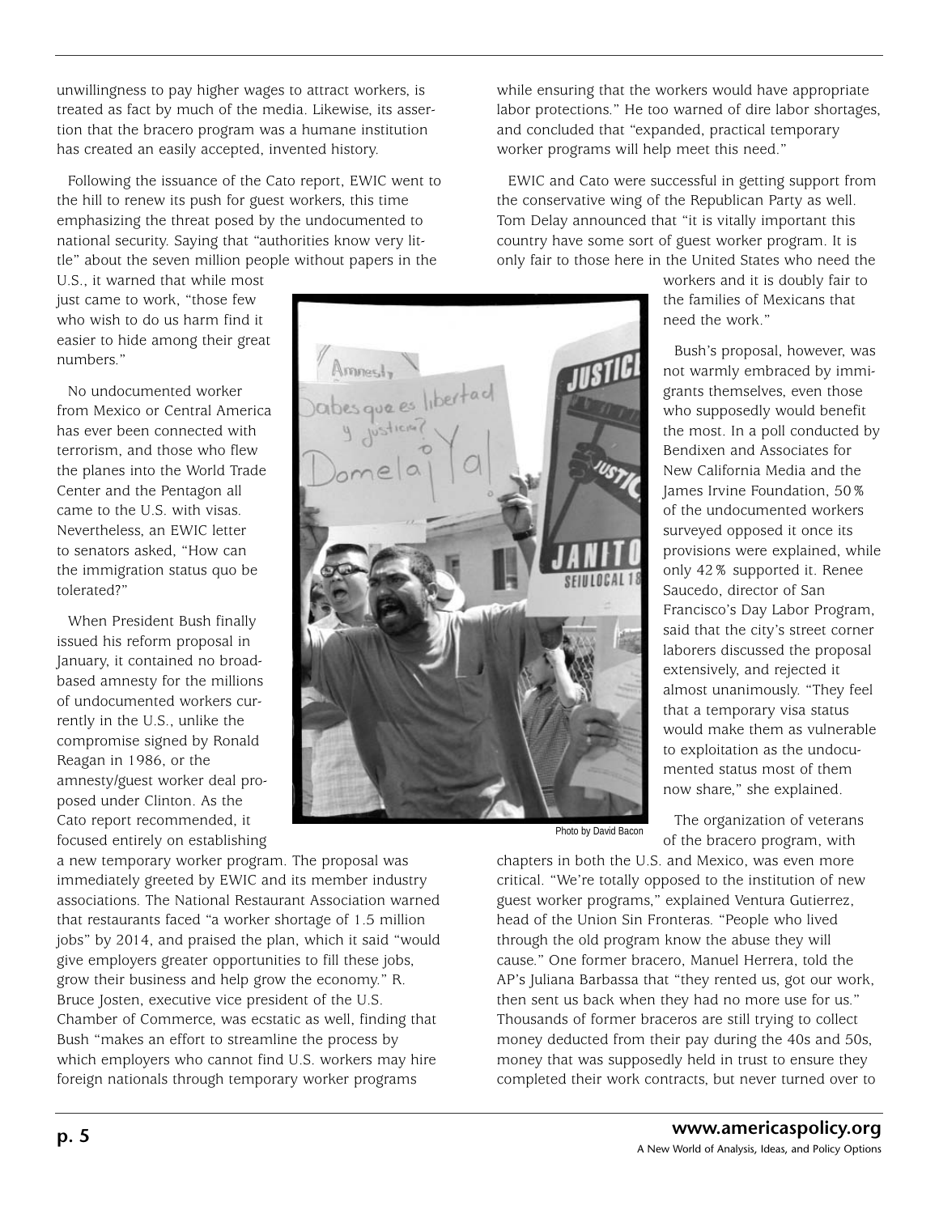unwillingness to pay higher wages to attract workers, is treated as fact by much of the media. Likewise, its assertion that the bracero program was a humane institution has created an easily accepted, invented history.

Following the issuance of the Cato report, EWIC went to the hill to renew its push for guest workers, this time emphasizing the threat posed by the undocumented to national security. Saying that "authorities know very little" about the seven million people without papers in the U.S., it warned that while most just came to work, "those few who wish to do us harm find it easier to hide among their great numbers."

No undocumented worker from Mexico or Central America has ever been connected with terrorism, and those who flew the planes into the World Trade Center and the Pentagon all came to the U.S. with visas. Nevertheless, an EWIC letter to senators asked, "How can the immigration status quo be tolerated?"

When President Bush finally issued his reform proposal in January, it contained no broad-based amnesty for the millions of undocumented workers currently in the U.S., unlike the compromise signed by Ronald Reagan in 1986, or the amnesty/guest worker deal proposed under Clinton. As the Cato report recommended, it focused entirely on establishing a new temporary worker program. The proposal was immediately greeted by EWIC and its member industry associations. The National Restaurant Association warned that restaurants faced "a worker shortage of 1.5 million jobs" by 2014, and praised the plan, which it said "would give employers greater opportunities to fill these jobs, grow their business and help grow the economy." R. Bruce Josten, executive vice president of the U.S. Chamber of Commerce, was ecstatic as well, finding that Bush "makes an effort to streamline the process by which employers who cannot find U.S. workers may hire foreign nationals through temporary worker programs while ensuring that the workers would have appropriate labor protections." He too warned of dire labor shortages, and concluded that "expanded, practical temporary worker programs will help meet this need."

EWIC and Cato were successful in getting support from the conservative wing of the Republican Party as well. Tom Delay announced that "it is vitally important this country have some sort of guest worker program. It is only fair to those here in the United States who need the workers and it is doubly fair to the families of Mexicans that need the work."

Photo by David Bacon

Bush's proposal, however, was not warmly embraced by immigrants themselves, even those who supposedly would benefit the most. In a poll conducted by Bendixen and Associates for New California Media and the James Irvine Foundation, 50% of the undocumented workers surveyed opposed it once its provisions were explained, while only 42% supported it. Renee Saucedo, director of San Francisco's Day Labor Program, said that the city's street corner laborers discussed the proposal extensively, and rejected it almost unanimously. "They feel that a temporary visa status would make them as vulnerable to exploitation as the undocumented status most of them now share," she explained.

The organization of veterans of the bracero program, with chapters in both the U.S. and Mexico, was even more critical. "We're totally opposed to the institution of new guest worker programs," explained Ventura Gutierrez, head of the Union Sin Fronteras. "People who lived through the old program know the abuse they will cause." One former bracero, Manuel Herrera, told the AP's Juliana Barbassa that "they rented us, got our work, then sent us back when they had no more use for us." Thousands of former braceros are still trying to collect money deducted from their pay during the 40s and 50s, money that was supposedly held in trust to ensure they completed their work contracts, but never turned over to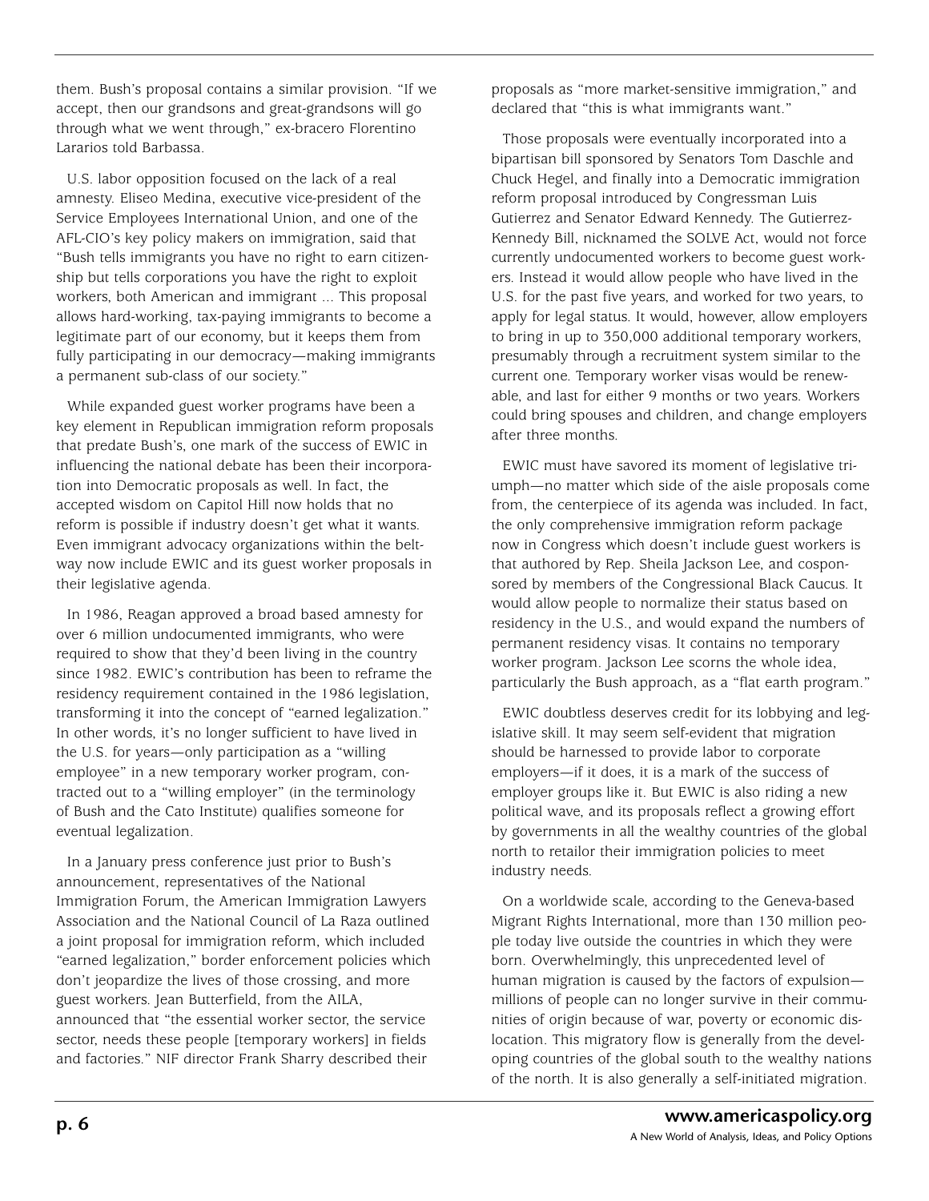them. Bush's proposal contains a similar provision. "If we accept, then our grandsons and great-grandsons will go through what we went through," ex-bracero Florentino Lararios told Barbassa.

U.S. labor opposition focused on the lack of a real amnesty. Eliseo Medina, executive vice-president of the Service Employees International Union, and one of the AFL-CIO's key policy makers on immigration, said that "Bush tells immigrants you have no right to earn citizenship but tells corporations you have the right to exploit workers, both American and immigrant ... This proposal allows hard-working, tax-paying immigrants to become a legitimate part of our economy, but it keeps them from fully participating in our democracy—making immigrants a permanent sub-class of our society."

While expanded guest worker programs have been a key element in Republican immigration reform proposals that predate Bush's, one mark of the success of EWIC in influencing the national debate has been their incorporation into Democratic proposals as well. In fact, the accepted wisdom on Capitol Hill now holds that no reform is possible if industry doesn't get what it wants. Even immigrant advocacy organizations within the beltway now include EWIC and its guest worker proposals in their legislative agenda.

In 1986, Reagan approved a broad based amnesty for over 6 million undocumented immigrants, who were required to show that they'd been living in the country since 1982. EWIC's contribution has been to reframe the residency requirement contained in the 1986 legislation, transforming it into the concept of "earned legalization." In other words, it's no longer sufficient to have lived in the U.S. for years—only participation as a "willing employee" in a new temporary worker program, contracted out to a "willing employer" (in the terminology of Bush and the Cato Institute) qualifies someone for eventual legalization.

In a January press conference just prior to Bush's announcement, representatives of the National Immigration Forum, the American Immigration Lawyers Association and the National Council of La Raza outlined a joint proposal for immigration reform, which included "earned legalization," border enforcement policies which don't jeopardize the lives of those crossing, and more guest workers. Jean Butterfield, from the AILA, announced that "the essential worker sector, the service sector, needs these people [temporary workers] in fields and factories." NIF director Frank Sharry described their proposals as "more market-sensitive immigration," and declared that "this is what immigrants want."

Those proposals were eventually incorporated into a bipartisan bill sponsored by Senators Tom Daschle and Chuck Hegel, and finally into a Democratic immigration reform proposal introduced by Congressman Luis Gutierrez and Senator Edward Kennedy. The Gutierrez-Kennedy Bill, nicknamed the SOLVE Act, would not force currently undocumented workers to become guest workers. Instead it would allow people who have lived in the U.S. for the past five years, and worked for two years, to apply for legal status. It would, however, allow employers to bring in up to 350,000 additional temporary workers, presumably through a recruitment system similar to the current one. Temporary worker visas would be renewable, and last for either 9 months or two years. Workers could bring spouses and children, and change employers after three months.

EWIC must have savored its moment of legislative triumph—no matter which side of the aisle proposals come from, the centerpiece of its agenda was included. In fact, the only comprehensive immigration reform package now in Congress which doesn't include guest workers is that authored by Rep. Sheila Jackson Lee, and cosponsored by members of the Congressional Black Caucus. It would allow people to normalize their status based on residency in the U.S., and would expand the numbers of permanent residency visas. It contains no temporary worker program. Jackson Lee scorns the whole idea, particularly the Bush approach, as a "flat earth program."

EWIC doubtless deserves credit for its lobbying and legislative skill. It may seem self-evident that migration should be harnessed to provide labor to corporate employers—if it does, it is a mark of the success of employer groups like it. But EWIC is also riding a new political wave, and its proposals reflect a growing effort by governments in all the wealthy countries of the global north to retailor their immigration policies to meet industry needs.

On a worldwide scale, according to the Geneva-based Migrant Rights International, more than 130 million people today live outside the countries in which they were born. Overwhelmingly, this unprecedented level of human migration is caused by the factors of expulsion—millions of people can no longer survive in their communities of origin because of war, poverty or economic dislocation. This migratory flow is generally from the developing countries of the global south to the wealthy nations of the north. It is also generally a self-initiated migration.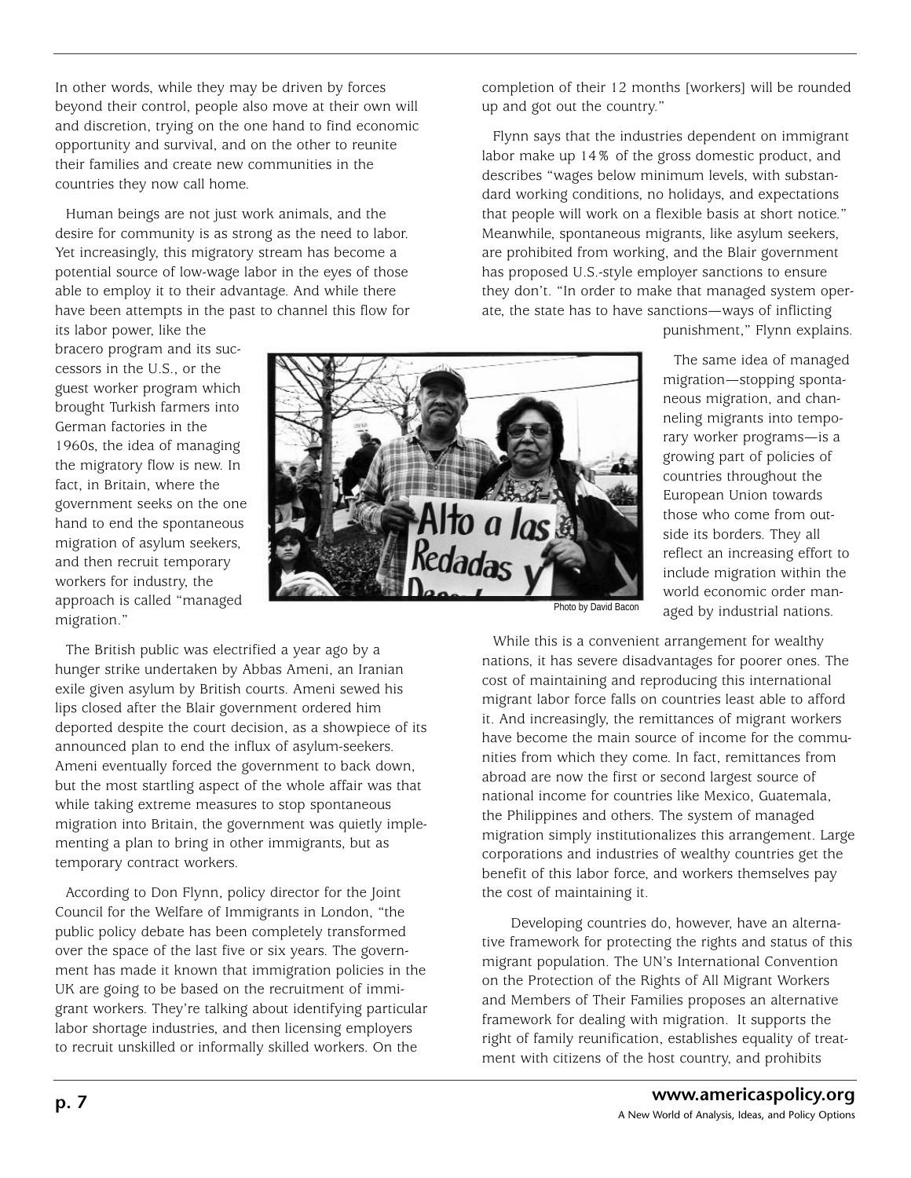In other words, while they may be driven by forces beyond their control, people also move at their own will and discretion, trying on the one hand to find economic opportunity and survival, and on the other to reunite their families and create new communities in the countries they now call home.

Human beings are not just work animals, and the desire for community is as strong as the need to labor. Yet increasingly, this migratory stream has become a potential source of low-wage labor in the eyes of those able to employ it to their advantage. And while there have been attempts in the past to channel this flow for its labor power, like the bracero program and its successors in the U.S., or the guest worker program which brought Turkish farmers into German factories in the 1960s, the idea of managing the migratory flow is new. In fact, in Britain, where the government seeks on the one hand to end the spontaneous migration of asylum seekers, and then recruit temporary workers for industry, the approach is called "managed migration."

Photo by David Bacon

The British public was electrified a year ago by a hunger strike undertaken by Abbas Ameni, an Iranian exile given asylum by British courts. Ameni sewed his lips closed after the Blair government ordered him deported despite the court decision, as a showpiece of its announced plan to end the influx of asylum-seekers. Ameni eventually forced the government to back down, but the most startling aspect of the whole affair was that while taking extreme measures to stop spontaneous migration into Britain, the government was quietly implementing a plan to bring in other immigrants, but as temporary contract workers.

According to Don Flynn, policy director for the Joint Council for the Welfare of Immigrants in London, "the public policy debate has been completely transformed over the space of the last five or six years. The government has made it known that immigration policies in the UK are going to be based on the recruitment of immigrant workers. They're talking about identifying particular labor shortage industries, and then licensing employers to recruit unskilled or informally skilled workers. On the completion of their 12 months [workers] will be rounded up and got out the country."

Flynn says that the industries dependent on immigrant labor make up 14% of the gross domestic product, and describes "wages below minimum levels, with substandard working conditions, no holidays, and expectations that people will work on a flexible basis at short notice." Meanwhile, spontaneous migrants, like asylum seekers, are prohibited from working, and the Blair government has proposed U.S.-style employer sanctions to ensure they don't. "In order to make that managed system operate, the state has to have sanctions—ways of inflicting punishment," Flynn explains.

The same idea of managed migration—stopping spontaneous migration, and channeling migrants into temporary worker programs—is a growing part of policies of countries throughout the European Union towards those who come from outside its borders. They all reflect an increasing effort to include migration within the world economic order managed by industrial nations.

While this is a convenient arrangement for wealthy nations, it has severe disadvantages for poorer ones. The cost of maintaining and reproducing this international migrant labor force falls on countries least able to afford it. And increasingly, the remittances of migrant workers have become the main source of income for the communities from which they come. In fact, remittances from abroad are now the first or second largest source of national income for countries like Mexico, Guatemala, the Philippines and others. The system of managed migration simply institutionalizes this arrangement. Large corporations and industries of wealthy countries get the benefit of this labor force, and workers themselves pay the cost of maintaining it.

Developing countries do, however, have an alternative framework for protecting the rights and status of this migrant population. The UN's International Convention on the Protection of the Rights of All Migrant Workers and Members of Their Families proposes an alternative framework for dealing with migration. It supports the right of family reunification, establishes equality of treatment with citizens of the host country, and prohibits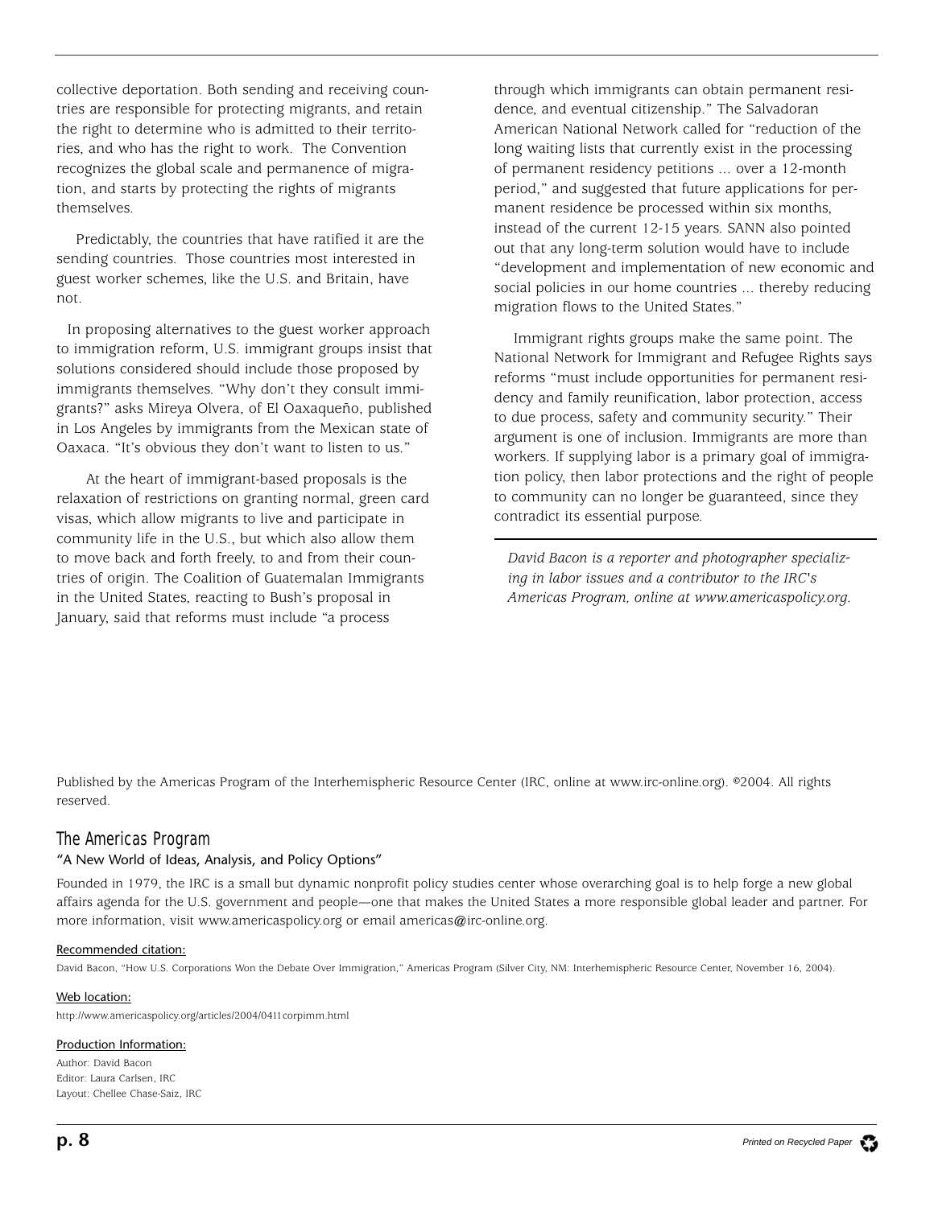collective deportation. Both sending and receiving countries are responsible for protecting migrants, and retain the right to determine who is admitted to their territories, and who has the right to work. The Convention recognizes the global scale and permanence of migration, and starts by protecting the rights of migrants themselves.

Predictably, the countries that have ratified it are the sending countries. Those countries most interested in guest worker schemes, like the U.S. and Britain, have not.

In proposing alternatives to the guest worker approach to immigration reform, U.S. immigrant groups insist that solutions considered should include those proposed by immigrants themselves. "Why don't they consult immigrants?" asks Mireya Olvera, of El Oaxaqueño, published in Los Angeles by immigrants from the Mexican state of Oaxaca. "It's obvious they don't want to listen to us."

At the heart of immigrant-based proposals is the relaxation of restrictions on granting normal, green card visas, which allow migrants to live and participate in community life in the U.S., but which also allow them to move back and forth freely, to and from their countries of origin. The Coalition of Guatemalan Immigrants in the United States, reacting to Bush's proposal in January, said that reforms must include "a process through which immigrants can obtain permanent residence, and eventual citizenship." The Salvadoran American National Network called for "reduction of the long waiting lists that currently exist in the processing of permanent residency petitions ... over a 12-month period," and suggested that future applications for permanent residence be processed within six months, instead of the current 12-15 years. SANN also pointed out that any long-term solution would have to include "development and implementation of new economic and social policies in our home countries ... thereby reducing migration flows to the United States."

Immigrant rights groups make the same point. The National Network for Immigrant and Refugee Rights says reforms "must include opportunities for permanent residency and family reunification, labor protection, access to due process, safety and community security." Their argument is one of inclusion. Immigrants are more than workers. If supplying labor is a primary goal of immigration policy, then labor protections and the right of people to community can no longer be guaranteed, since they contradict its essential purpose.

---

*David Bacon is a reporter and photographer specializing in labor issues and a contributor to the IRC's Americas Program, online at www.americaspolicy.org.*

Published by the Americas Program of the Interhemispheric Resource Center (IRC, online at www.irc-online.org). ©2004. All rights reserved.

## The Americas Program

"A New World of Ideas, Analysis, and Policy Options"

Founded in 1979, the IRC is a small but dynamic nonprofit policy studies center whose overarching goal is to help forge a new global affairs agenda for the U.S. government and people—one that makes the United States a more responsible global leader and partner. For more information, visit www.americaspolicy.org or email americas@irc-online.org.

Recommended citation:

David Bacon, "How U.S. Corporations Won the Debate Over Immigration," Americas Program (Silver City, NM: Interhemispheric Resource Center, November 16, 2004).

Web location:

http://www.americaspolicy.org/articles/2004/0411corpimm.html

Production Information:

Author: David Bacon
Editor: Laura Carlsen, IRC
Layout: Chellee Chase-Saiz, IRC

Printed on Recycled Paper